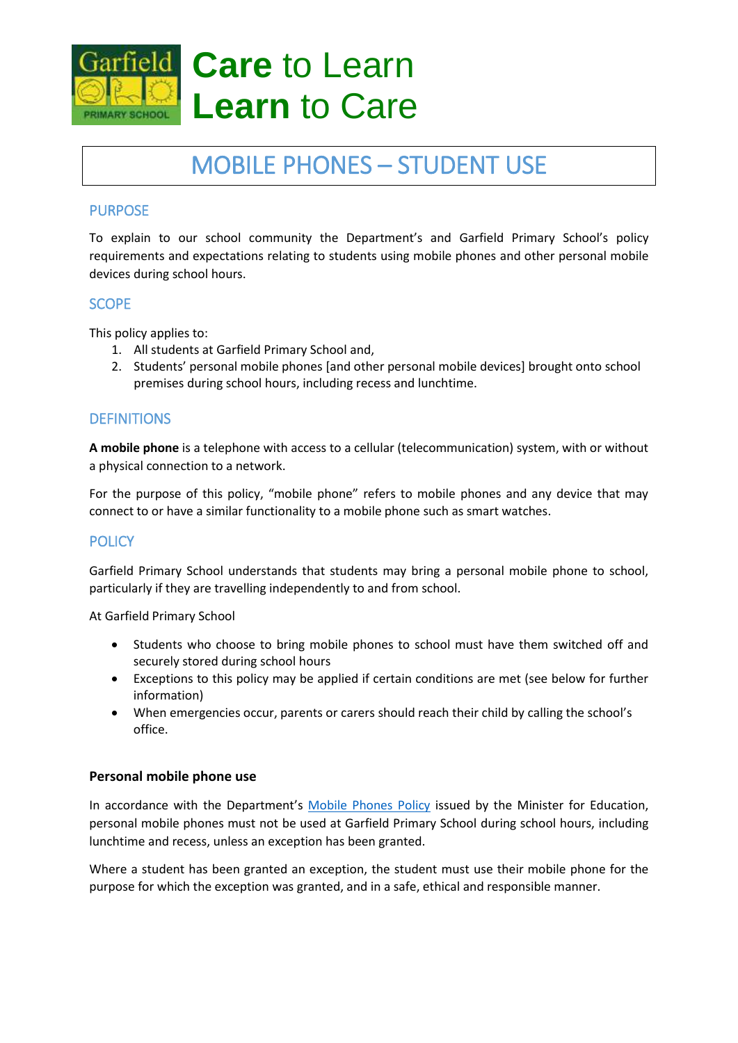Garfield PRIMARY SCHOOL

# **Care** to Learn
# **Learn** to Care

# MOBILE PHONES – STUDENT USE

## PURPOSE

To explain to our school community the Department's and Garfield Primary School's policy requirements and expectations relating to students using mobile phones and other personal mobile devices during school hours.

## SCOPE

This policy applies to:

1. All students at Garfield Primary School and,
2. Students' personal mobile phones [and other personal mobile devices] brought onto school premises during school hours, including recess and lunchtime.

## DEFINITIONS

**A mobile phone** is a telephone with access to a cellular (telecommunication) system, with or without a physical connection to a network.

For the purpose of this policy, "mobile phone" refers to mobile phones and any device that may connect to or have a similar functionality to a mobile phone such as smart watches.

## POLICY

Garfield Primary School understands that students may bring a personal mobile phone to school, particularly if they are travelling independently to and from school.

At Garfield Primary School

- Students who choose to bring mobile phones to school must have them switched off and securely stored during school hours
- Exceptions to this policy may be applied if certain conditions are met (see below for further information)
- When emergencies occur, parents or carers should reach their child by calling the school's office.

### Personal mobile phone use

In accordance with the Department's Mobile Phones Policy issued by the Minister for Education, personal mobile phones must not be used at Garfield Primary School during school hours, including lunchtime and recess, unless an exception has been granted.

Where a student has been granted an exception, the student must use their mobile phone for the purpose for which the exception was granted, and in a safe, ethical and responsible manner.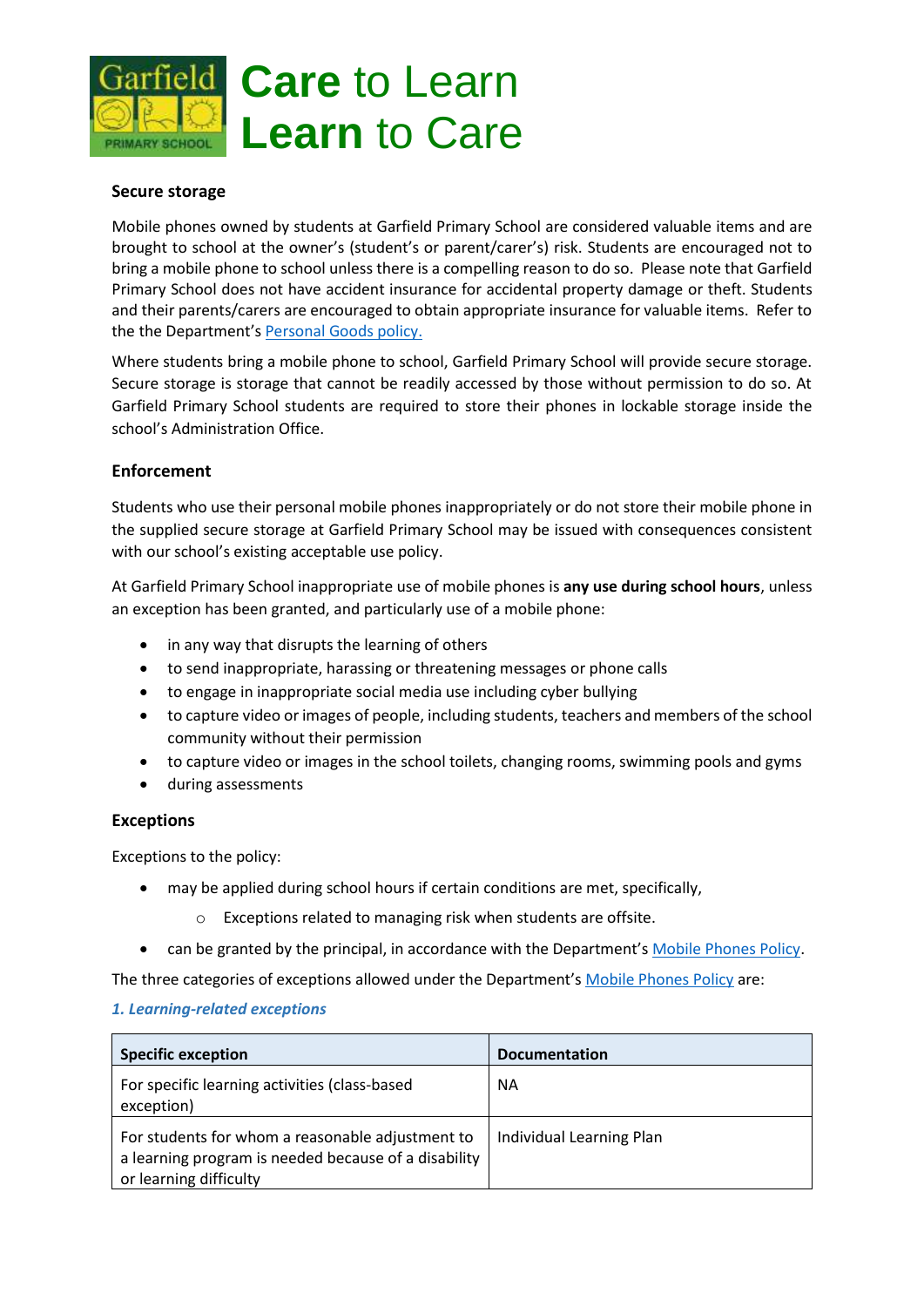### Secure storage

Mobile phones owned by students at Garfield Primary School are considered valuable items and are brought to school at the owner's (student's or parent/carer's) risk. Students are encouraged not to bring a mobile phone to school unless there is a compelling reason to do so. Please note that Garfield Primary School does not have accident insurance for accidental property damage or theft. Students and their parents/carers are encouraged to obtain appropriate insurance for valuable items. Refer to the the Department's Personal Goods policy.

Where students bring a mobile phone to school, Garfield Primary School will provide secure storage. Secure storage is storage that cannot be readily accessed by those without permission to do so. At Garfield Primary School students are required to store their phones in lockable storage inside the school's Administration Office.

### Enforcement

Students who use their personal mobile phones inappropriately or do not store their mobile phone in the supplied secure storage at Garfield Primary School may be issued with consequences consistent with our school's existing acceptable use policy.

At Garfield Primary School inappropriate use of mobile phones is **any use during school hours**, unless an exception has been granted, and particularly use of a mobile phone:

- in any way that disrupts the learning of others
- to send inappropriate, harassing or threatening messages or phone calls
- to engage in inappropriate social media use including cyber bullying
- to capture video or images of people, including students, teachers and members of the school community without their permission
- to capture video or images in the school toilets, changing rooms, swimming pools and gyms
- during assessments

### Exceptions

Exceptions to the policy:

- may be applied during school hours if certain conditions are met, specifically,
  - Exceptions related to managing risk when students are offsite.
- can be granted by the principal, in accordance with the Department's Mobile Phones Policy.

The three categories of exceptions allowed under the Department's Mobile Phones Policy are:

***1. Learning-related exceptions***

| Specific exception | Documentation |
| --- | --- |
| For specific learning activities (class-based exception) | NA |
| For students for whom a reasonable adjustment to a learning program is needed because of a disability or learning difficulty | Individual Learning Plan |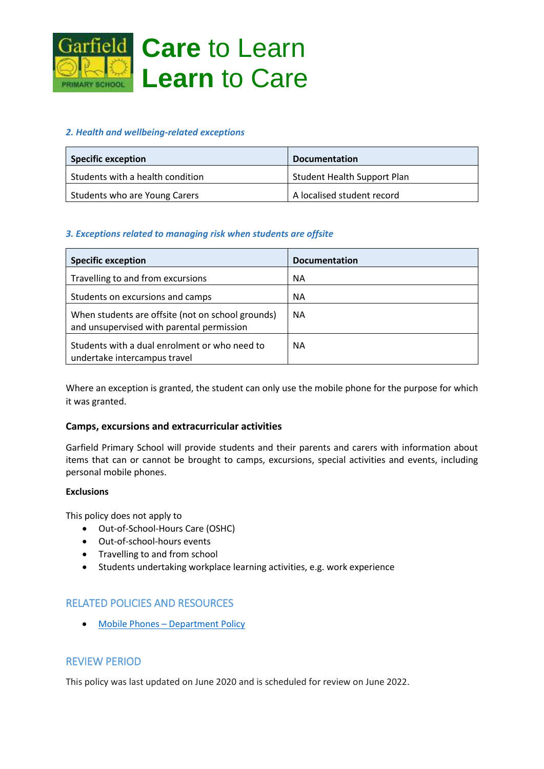*2. Health and wellbeing-related exceptions*

| Specific exception | Documentation |
|---|---|
| Students with a health condition | Student Health Support Plan |
| Students who are Young Carers | A localised student record |

*3. Exceptions related to managing risk when students are offsite*

| Specific exception | Documentation |
|---|---|
| Travelling to and from excursions | NA |
| Students on excursions and camps | NA |
| When students are offsite (not on school grounds) and unsupervised with parental permission | NA |
| Students with a dual enrolment or who need to undertake intercampus travel | NA |

Where an exception is granted, the student can only use the mobile phone for the purpose for which it was granted.

#### Camps, excursions and extracurricular activities

Garfield Primary School will provide students and their parents and carers with information about items that can or cannot be brought to camps, excursions, special activities and events, including personal mobile phones.

**Exclusions**

This policy does not apply to

- Out-of-School-Hours Care (OSHC)
- Out-of-school-hours events
- Travelling to and from school
- Students undertaking workplace learning activities, e.g. work experience

## RELATED POLICIES AND RESOURCES

- Mobile Phones – Department Policy

## REVIEW PERIOD

This policy was last updated on June 2020 and is scheduled for review on June 2022.